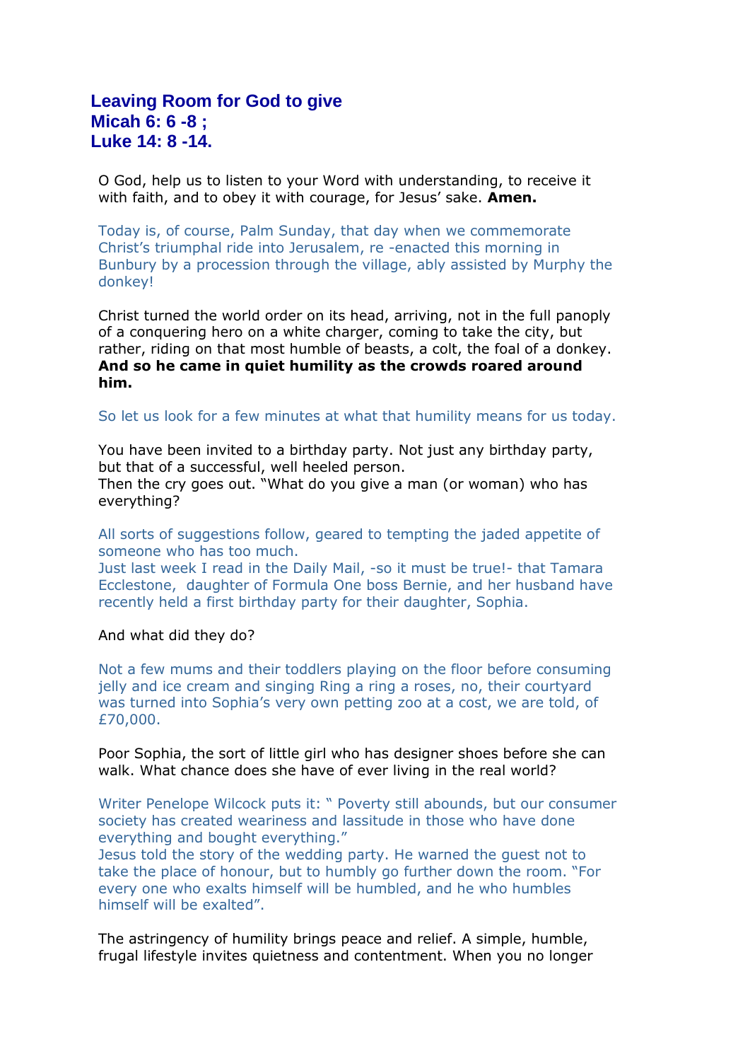# Leaving Room for God to give
# Micah 6: 6 -8 ;
# Luke 14: 8 -14.

O God, help us to listen to your Word with understanding, to receive it with faith, and to obey it with courage, for Jesus' sake. **Amen.**

Today is, of course, Palm Sunday, that day when we commemorate Christ's triumphal ride into Jerusalem, re -enacted this morning in Bunbury by a procession through the village, ably assisted by Murphy the donkey!

Christ turned the world order on its head, arriving, not in the full panoply of a conquering hero on a white charger, coming to take the city, but rather, riding on that most humble of beasts, a colt, the foal of a donkey. **And so he came in quiet humility as the crowds roared around him.**

So let us look for a few minutes at what that humility means for us today.

You have been invited to a birthday party. Not just any birthday party, but that of a successful, well heeled person.
Then the cry goes out. "What do you give a man (or woman) who has everything?

All sorts of suggestions follow, geared to tempting the jaded appetite of someone who has too much.
Just last week I read in the Daily Mail, -so it must be true!- that Tamara Ecclestone, daughter of Formula One boss Bernie, and her husband have recently held a first birthday party for their daughter, Sophia.

And what did they do?

Not a few mums and their toddlers playing on the floor before consuming jelly and ice cream and singing Ring a ring a roses, no, their courtyard was turned into Sophia's very own petting zoo at a cost, we are told, of £70,000.

Poor Sophia, the sort of little girl who has designer shoes before she can walk. What chance does she have of ever living in the real world?

Writer Penelope Wilcock puts it: " Poverty still abounds, but our consumer society has created weariness and lassitude in those who have done everything and bought everything."
Jesus told the story of the wedding party. He warned the guest not to take the place of honour, but to humbly go further down the room. "For every one who exalts himself will be humbled, and he who humbles himself will be exalted".

The astringency of humility brings peace and relief. A simple, humble, frugal lifestyle invites quietness and contentment. When you no longer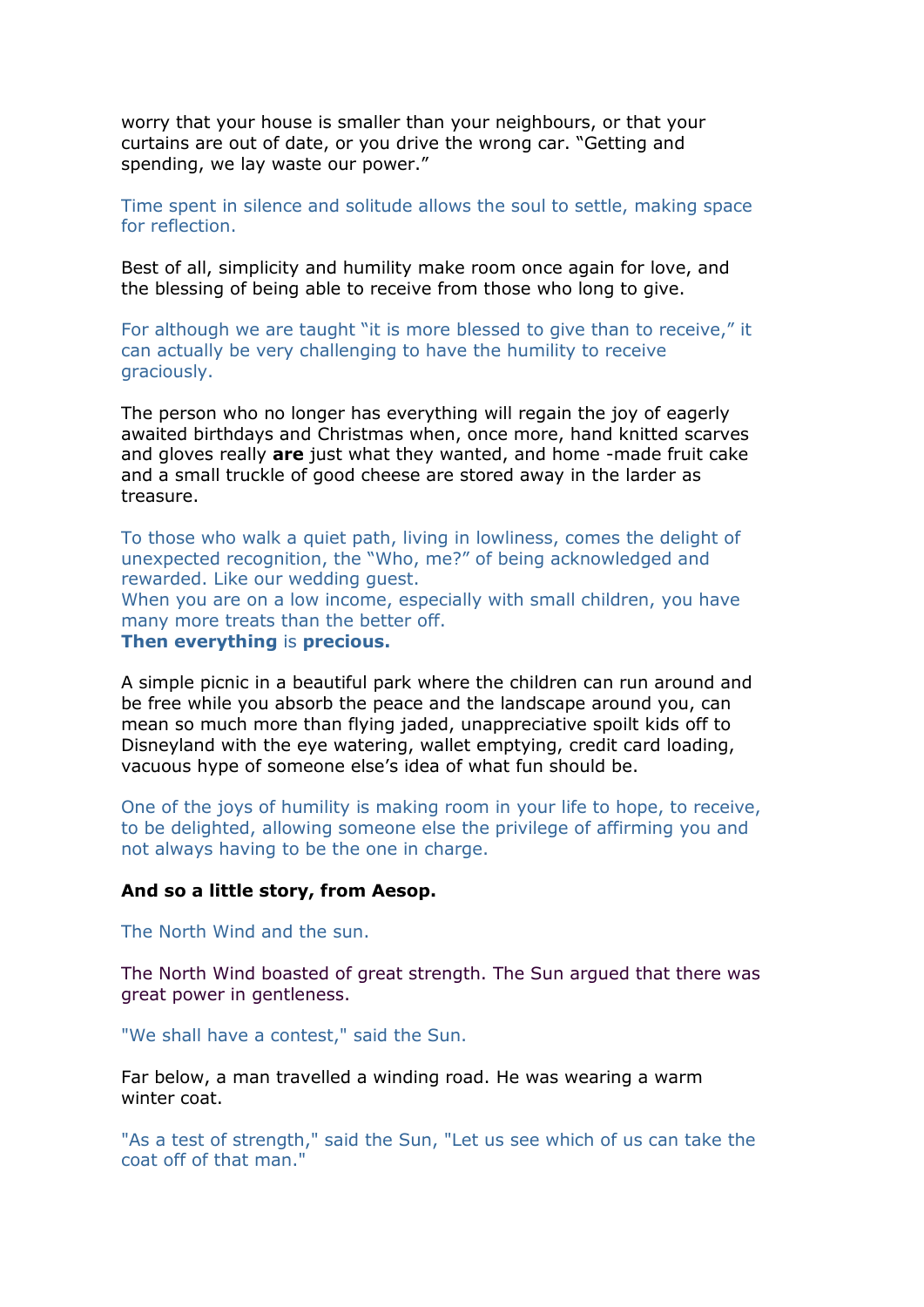worry that your house is smaller than your neighbours, or that your curtains are out of date, or you drive the wrong car. "Getting and spending, we lay waste our power."

Time spent in silence and solitude allows the soul to settle, making space for reflection.

Best of all, simplicity and humility make room once again for love, and the blessing of being able to receive from those who long to give.

For although we are taught "it is more blessed to give than to receive," it can actually be very challenging to have the humility to receive graciously.

The person who no longer has everything will regain the joy of eagerly awaited birthdays and Christmas when, once more, hand knitted scarves and gloves really **are** just what they wanted, and home -made fruit cake and a small truckle of good cheese are stored away in the larder as treasure.

To those who walk a quiet path, living in lowliness, comes the delight of unexpected recognition, the "Who, me?" of being acknowledged and rewarded. Like our wedding guest.
When you are on a low income, especially with small children, you have many more treats than the better off.
**Then everything** is **precious.**

A simple picnic in a beautiful park where the children can run around and be free while you absorb the peace and the landscape around you, can mean so much more than flying jaded, unappreciative spoilt kids off to Disneyland with the eye watering, wallet emptying, credit card loading, vacuous hype of someone else's idea of what fun should be.

One of the joys of humility is making room in your life to hope, to receive, to be delighted, allowing someone else the privilege of affirming you and not always having to be the one in charge.

**And so a little story, from Aesop.**

The North Wind and the sun.

The North Wind boasted of great strength. The Sun argued that there was great power in gentleness.

"We shall have a contest," said the Sun.

Far below, a man travelled a winding road. He was wearing a warm winter coat.

"As a test of strength," said the Sun, "Let us see which of us can take the coat off of that man."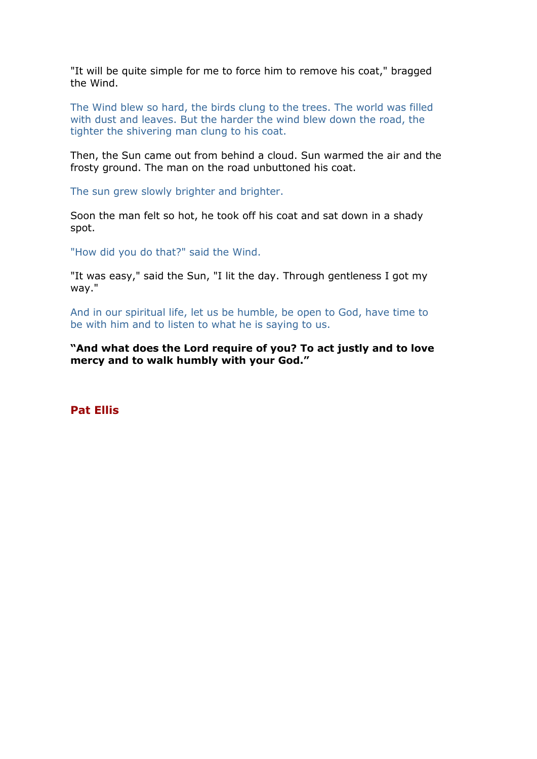"It will be quite simple for me to force him to remove his coat," bragged the Wind.

The Wind blew so hard, the birds clung to the trees. The world was filled with dust and leaves. But the harder the wind blew down the road, the tighter the shivering man clung to his coat.

Then, the Sun came out from behind a cloud. Sun warmed the air and the frosty ground. The man on the road unbuttoned his coat.

The sun grew slowly brighter and brighter.

Soon the man felt so hot, he took off his coat and sat down in a shady spot.

"How did you do that?" said the Wind.

"It was easy," said the Sun, "I lit the day. Through gentleness I got my way."

And in our spiritual life, let us be humble, be open to God, have time to be with him and to listen to what he is saying to us.

**"And what does the Lord require of you? To act justly and to love mercy and to walk humbly with your God."**

**Pat Ellis**